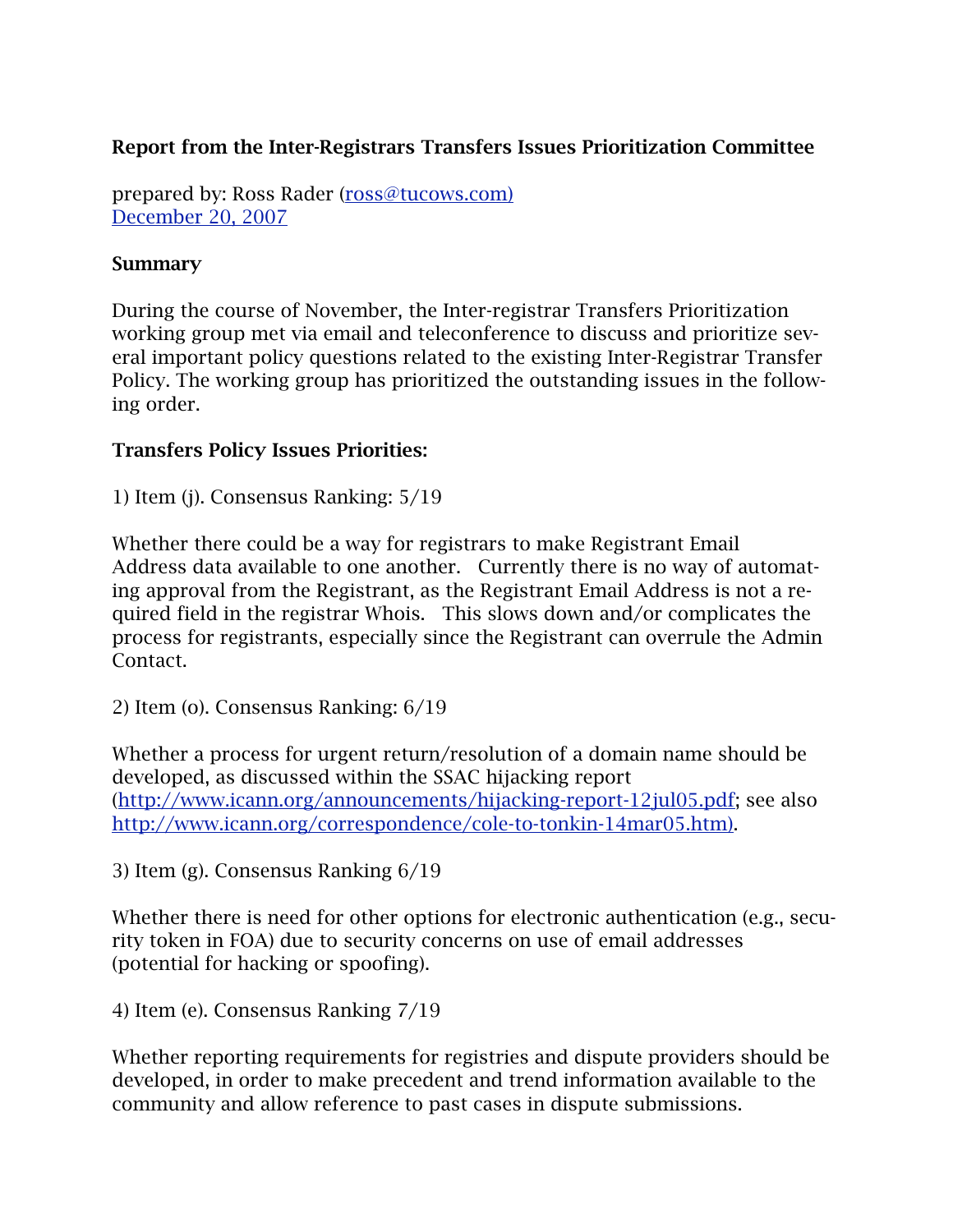**Report from the Inter-Registrars Transfers Issues Prioritization Committee**

prepared by: Ross Rader (ross@tucows.com)
December 20, 2007

**Summary**

During the course of November, the Inter-registrar Transfers Prioritization working group met via email and teleconference to discuss and prioritize several important policy questions related to the existing Inter-Registrar Transfer Policy. The working group has prioritized the outstanding issues in the following order.

**Transfers Policy Issues Priorities:**

1) Item (j). Consensus Ranking: 5/19

Whether there could be a way for registrars to make Registrant Email Address data available to one another. Currently there is no way of automating approval from the Registrant, as the Registrant Email Address is not a required field in the registrar Whois. This slows down and/or complicates the process for registrants, especially since the Registrant can overrule the Admin Contact.

2) Item (o). Consensus Ranking: 6/19

Whether a process for urgent return/resolution of a domain name should be developed, as discussed within the SSAC hijacking report (http://www.icann.org/announcements/hijacking-report-12jul05.pdf; see also http://www.icann.org/correspondence/cole-to-tonkin-14mar05.htm).

3) Item (g). Consensus Ranking 6/19

Whether there is need for other options for electronic authentication (e.g., security token in FOA) due to security concerns on use of email addresses (potential for hacking or spoofing).

4) Item (e). Consensus Ranking 7/19

Whether reporting requirements for registries and dispute providers should be developed, in order to make precedent and trend information available to the community and allow reference to past cases in dispute submissions.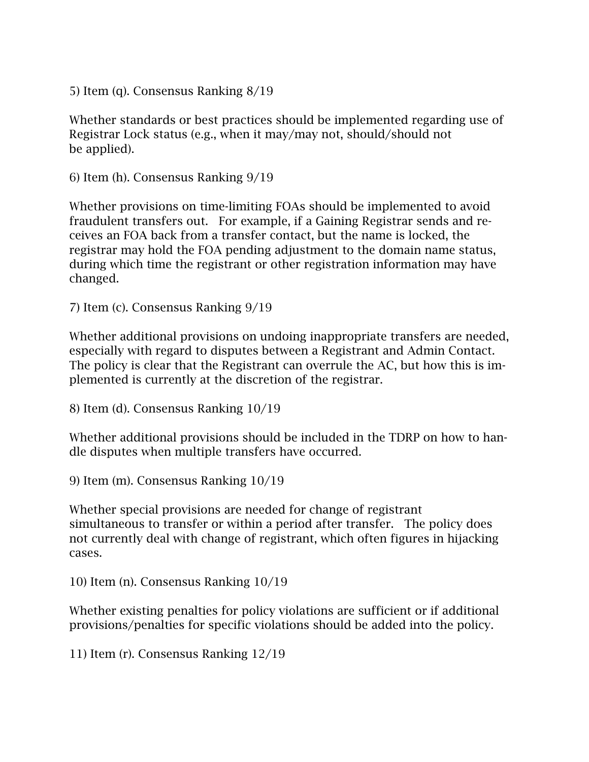5) Item (q). Consensus Ranking 8/19

Whether standards or best practices should be implemented regarding use of Registrar Lock status (e.g., when it may/may not, should/should not be applied).

6) Item (h). Consensus Ranking 9/19

Whether provisions on time-limiting FOAs should be implemented to avoid fraudulent transfers out. For example, if a Gaining Registrar sends and receives an FOA back from a transfer contact, but the name is locked, the registrar may hold the FOA pending adjustment to the domain name status, during which time the registrant or other registration information may have changed.

7) Item (c). Consensus Ranking 9/19

Whether additional provisions on undoing inappropriate transfers are needed, especially with regard to disputes between a Registrant and Admin Contact. The policy is clear that the Registrant can overrule the AC, but how this is implemented is currently at the discretion of the registrar.

8) Item (d). Consensus Ranking 10/19

Whether additional provisions should be included in the TDRP on how to handle disputes when multiple transfers have occurred.

9) Item (m). Consensus Ranking 10/19

Whether special provisions are needed for change of registrant simultaneous to transfer or within a period after transfer. The policy does not currently deal with change of registrant, which often figures in hijacking cases.

10) Item (n). Consensus Ranking 10/19

Whether existing penalties for policy violations are sufficient or if additional provisions/penalties for specific violations should be added into the policy.

11) Item (r). Consensus Ranking 12/19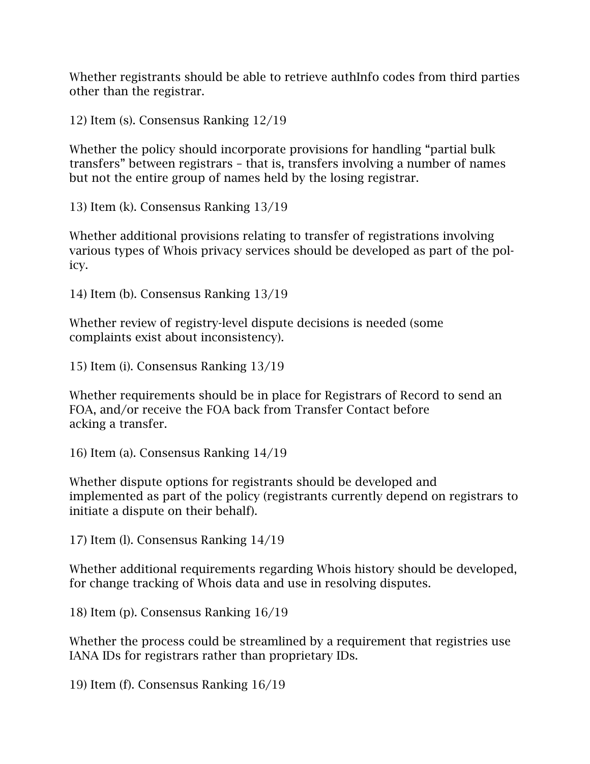Whether registrants should be able to retrieve authInfo codes from third parties other than the registrar.

12) Item (s). Consensus Ranking 12/19

Whether the policy should incorporate provisions for handling "partial bulk transfers" between registrars – that is, transfers involving a number of names but not the entire group of names held by the losing registrar.

13) Item (k). Consensus Ranking 13/19

Whether additional provisions relating to transfer of registrations involving various types of Whois privacy services should be developed as part of the policy.

14) Item (b). Consensus Ranking 13/19

Whether review of registry-level dispute decisions is needed (some complaints exist about inconsistency).

15) Item (i). Consensus Ranking 13/19

Whether requirements should be in place for Registrars of Record to send an FOA, and/or receive the FOA back from Transfer Contact before acking a transfer.

16) Item (a). Consensus Ranking 14/19

Whether dispute options for registrants should be developed and implemented as part of the policy (registrants currently depend on registrars to initiate a dispute on their behalf).

17) Item (l). Consensus Ranking 14/19

Whether additional requirements regarding Whois history should be developed, for change tracking of Whois data and use in resolving disputes.

18) Item (p). Consensus Ranking 16/19

Whether the process could be streamlined by a requirement that registries use IANA IDs for registrars rather than proprietary IDs.

19) Item (f). Consensus Ranking 16/19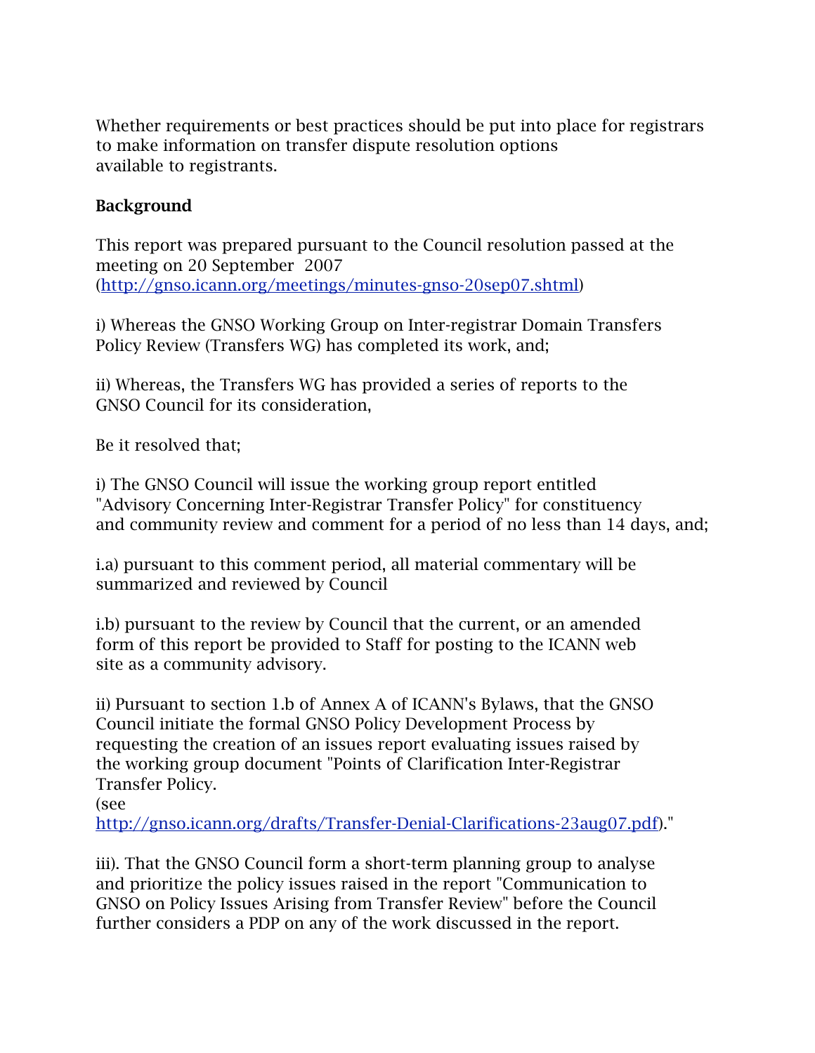Whether requirements or best practices should be put into place for registrars to make information on transfer dispute resolution options available to registrants.

**Background**

This report was prepared pursuant to the Council resolution passed at the meeting on 20 September 2007 ([http://gnso.icann.org/meetings/minutes-gnso-20sep07.shtml](http://gnso.icann.org/meetings/minutes-gnso-20sep07.shtml))

i) Whereas the GNSO Working Group on Inter-registrar Domain Transfers Policy Review (Transfers WG) has completed its work, and;

ii) Whereas, the Transfers WG has provided a series of reports to the GNSO Council for its consideration,

Be it resolved that;

i) The GNSO Council will issue the working group report entitled "Advisory Concerning Inter-Registrar Transfer Policy" for constituency and community review and comment for a period of no less than 14 days, and;

i.a) pursuant to this comment period, all material commentary will be summarized and reviewed by Council

i.b) pursuant to the review by Council that the current, or an amended form of this report be provided to Staff for posting to the ICANN web site as a community advisory.

ii) Pursuant to section 1.b of Annex A of ICANN's Bylaws, that the GNSO Council initiate the formal GNSO Policy Development Process by requesting the creation of an issues report evaluating issues raised by the working group document "Points of Clarification Inter-Registrar Transfer Policy.
(see
[http://gnso.icann.org/drafts/Transfer-Denial-Clarifications-23aug07.pdf](http://gnso.icann.org/drafts/Transfer-Denial-Clarifications-23aug07.pdf))."

iii). That the GNSO Council form a short-term planning group to analyse and prioritize the policy issues raised in the report "Communication to GNSO on Policy Issues Arising from Transfer Review" before the Council further considers a PDP on any of the work discussed in the report.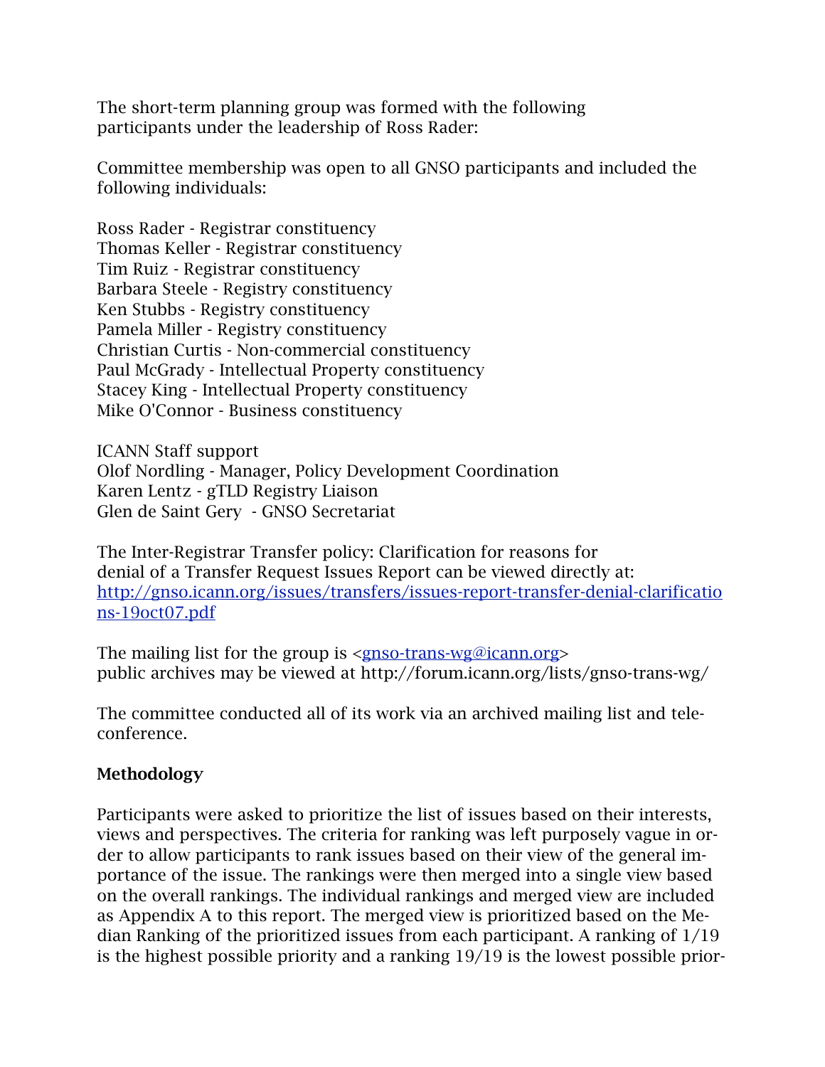The short-term planning group was formed with the following participants under the leadership of Ross Rader:

Committee membership was open to all GNSO participants and included the following individuals:

Ross Rader - Registrar constituency
Thomas Keller - Registrar constituency
Tim Ruiz - Registrar constituency
Barbara Steele - Registry constituency
Ken Stubbs - Registry constituency
Pamela Miller - Registry constituency
Christian Curtis - Non-commercial constituency
Paul McGrady - Intellectual Property constituency
Stacey King - Intellectual Property constituency
Mike O'Connor - Business constituency

ICANN Staff support
Olof Nordling - Manager, Policy Development Coordination
Karen Lentz - gTLD Registry Liaison
Glen de Saint Gery - GNSO Secretariat

The Inter-Registrar Transfer policy: Clarification for reasons for denial of a Transfer Request Issues Report can be viewed directly at: [http://gnso.icann.org/issues/transfers/issues-report-transfer-denial-clarifications-19oct07.pdf](http://gnso.icann.org/issues/transfers/issues-report-transfer-denial-clarifications-19oct07.pdf)

The mailing list for the group is <gnso-trans-wg@icann.org> public archives may be viewed at http://forum.icann.org/lists/gnso-trans-wg/

The committee conducted all of its work via an archived mailing list and teleconference.

**Methodology**

Participants were asked to prioritize the list of issues based on their interests, views and perspectives. The criteria for ranking was left purposely vague in order to allow participants to rank issues based on their view of the general importance of the issue. The rankings were then merged into a single view based on the overall rankings. The individual rankings and merged view are included as Appendix A to this report. The merged view is prioritized based on the Median Ranking of the prioritized issues from each participant. A ranking of 1/19 is the highest possible priority and a ranking 19/19 is the lowest possible prior-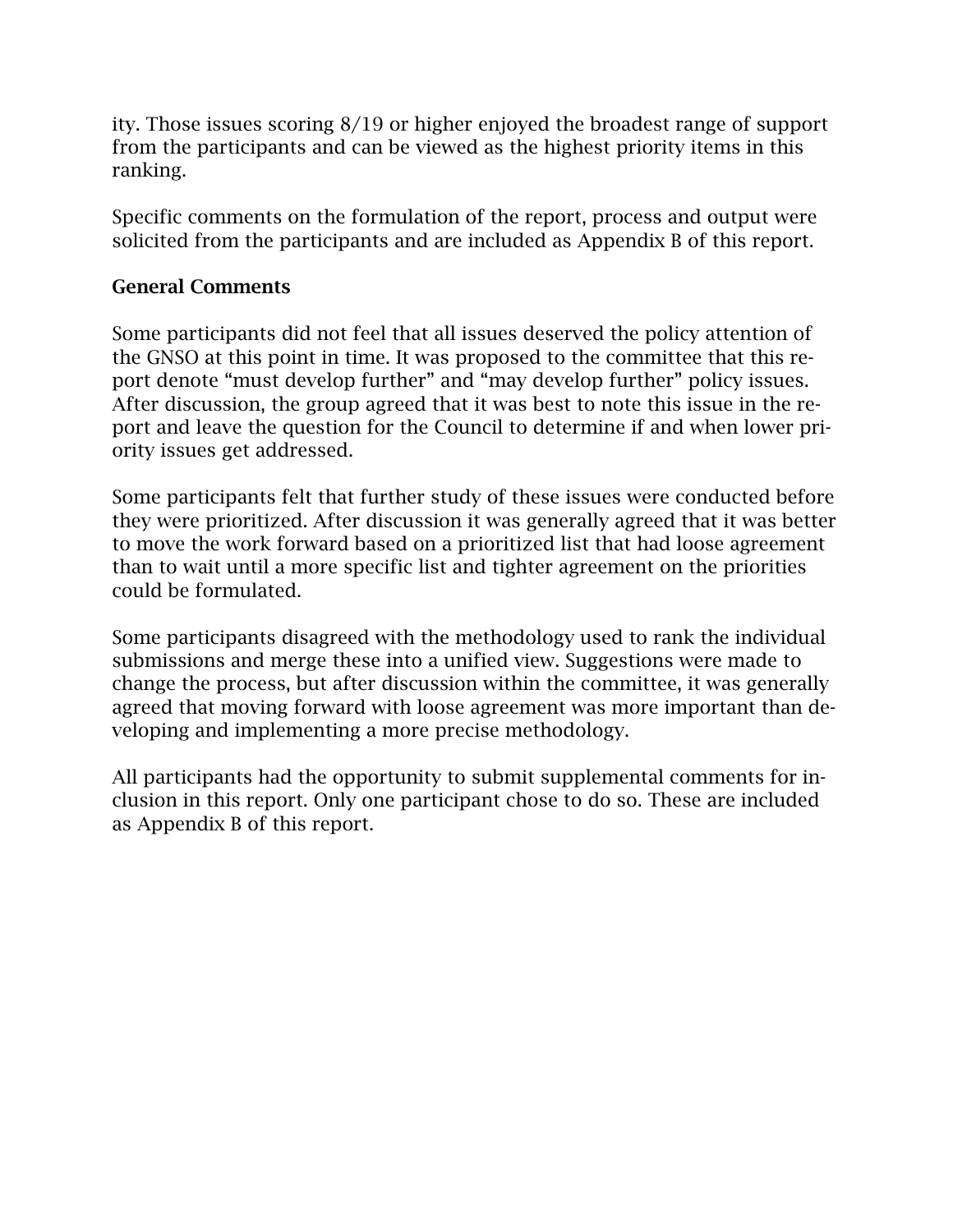ity. Those issues scoring 8/19 or higher enjoyed the broadest range of support from the participants and can be viewed as the highest priority items in this ranking.

Specific comments on the formulation of the report, process and output were solicited from the participants and are included as Appendix B of this report.

**General Comments**

Some participants did not feel that all issues deserved the policy attention of the GNSO at this point in time. It was proposed to the committee that this report denote "must develop further" and "may develop further" policy issues. After discussion, the group agreed that it was best to note this issue in the report and leave the question for the Council to determine if and when lower priority issues get addressed.

Some participants felt that further study of these issues were conducted before they were prioritized. After discussion it was generally agreed that it was better to move the work forward based on a prioritized list that had loose agreement than to wait until a more specific list and tighter agreement on the priorities could be formulated.

Some participants disagreed with the methodology used to rank the individual submissions and merge these into a unified view. Suggestions were made to change the process, but after discussion within the committee, it was generally agreed that moving forward with loose agreement was more important than developing and implementing a more precise methodology.

All participants had the opportunity to submit supplemental comments for inclusion in this report. Only one participant chose to do so. These are included as Appendix B of this report.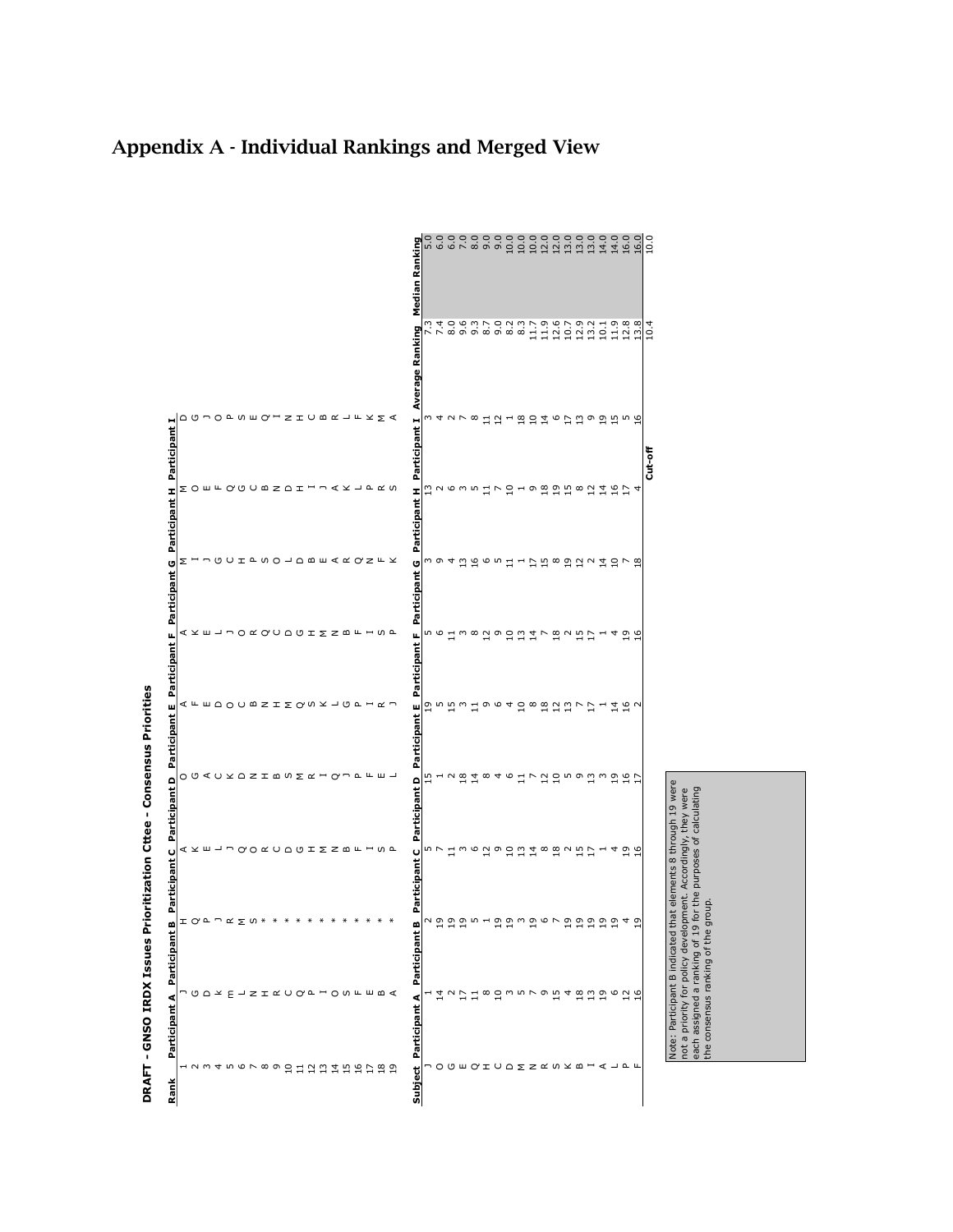# Appendix A - Individual Rankings and Merged View

**DRAFT - GNSO IRDX Issues Prioritization Cttee - Consensus Priorities**

| Rank | Participant A | Participant B | Participant C | Participant D | Participant E | Participant F | Participant G | Participant H | Participant I |
|---|---|---|---|---|---|---|---|---|---|
| 1 | J | H | A | O | A | A | M | M | D |
| 2 | G | Q | K | G | F | K | I | O | G |
| 3 | D | P | E | A | E | E | J | E | J |
| 4 | K | J | L | C | D | L | G | F | O |
| 5 | M | R | J | K | O | J | C | Q | P |
| 6 | L | M | Q | D | C | O | H | G | S |
| 7 | N | S | O | N | B | R | P | C | E |
| 8 | H | * | R | H | N | Q | S | B | Q |
| 9 | R | * | C | B | H | C | O | N | I |
| 10 | C | * | D | S | M | D | L | D | N |
| 11 | Q | * | G | M | Q | G | D | H | H |
| 12 | P | * | H | R | S | H | B | I | C |
| 13 | I | * | M | I | K | M | E | J | B |
| 14 | O | * | N | Q | L | N | A | A | R |
| 15 | S | * | B | J | G | B | R | K | L |
| 16 | F | * | F | P | P | F | Q | L | F |
| 17 | E | * | I | F | I | I | N | P | K |
| 18 | B | * | S | E | R | S | F | R | M |
| 19 | A | * | P | L | J | P | K | S | A |

| Subject | Participant A | Participant B | Participant C | Participant D | Participant E | Participant F | Participant G | Participant H | Participant I | Average Ranking | Median Ranking |
|---|---|---|---|---|---|---|---|---|---|---|---|
| J | 1 | 2 | 5 | 15 | 19 | 5 | 3 | 13 | 3 | 7.3 | 5.0 |
| O | 14 | 19 | 7 | 1 | 5 | 6 | 9 | 2 | 4 | 7.4 | 6.0 |
| G | 2 | 19 | 11 | 2 | 15 | 11 | 4 | 6 | 2 | 8.0 | 6.0 |
| E | 17 | 19 | 3 | 18 | 3 | 3 | 13 | 3 | 7 | 9.6 | 7.0 |
| Q | 11 | 5 | 6 | 14 | 11 | 8 | 16 | 5 | 8 | 9.3 | 8.0 |
| H | 8 | 1 | 12 | 8 | 9 | 12 | 6 | 11 | 11 | 8.7 | 9.0 |
| C | 10 | 19 | 9 | 4 | 6 | 9 | 5 | 7 | 12 | 9.0 | 9.0 |
| D | 3 | 19 | 10 | 6 | 4 | 10 | 11 | 10 | 1 | 8.2 | 10.0 |
| M | 5 | 3 | 13 | 11 | 10 | 13 | 1 | 1 | 18 | 8.3 | 10.0 |
| N | 7 | 19 | 14 | 7 | 8 | 14 | 17 | 9 | 10 | 11.7 | 10.0 |
| R | 9 | 6 | 8 | 12 | 18 | 7 | 15 | 18 | 14 | 11.9 | 12.0 |
| S | 15 | 7 | 18 | 10 | 12 | 18 | 8 | 19 | 6 | 12.6 | 12.0 |
| K | 4 | 19 | 2 | 5 | 13 | 2 | 19 | 15 | 17 | 10.7 | 13.0 |
| B | 18 | 19 | 15 | 9 | 7 | 15 | 12 | 8 | 13 | 12.9 | 13.0 |
| I | 13 | 19 | 17 | 13 | 17 | 17 | 2 | 12 | 9 | 13.2 | 13.0 |
| A | 19 | 19 | 1 | 3 | 1 | 1 | 14 | 14 | 19 | 10.1 | 14.0 |
| L | 6 | 19 | 4 | 19 | 14 | 4 | 10 | 16 | 15 | 11.9 | 14.0 |
| P | 12 | 4 | 19 | 16 | 16 | 19 | 7 | 17 | 5 | 12.8 | 16.0 |
| F | 16 | 19 | 16 | 17 | 2 | 16 | 18 | 4 | 16 | 13.8 | 16.0 |
| | | | | | | | | Cut-off | | 10.4 | 10.0 |

Note: Participant B indicated that elements 8 through 19 were not a priority for policy development. Accordingly, they were each assigned a ranking of 19 for the purposes of calculating the consensus ranking of the group.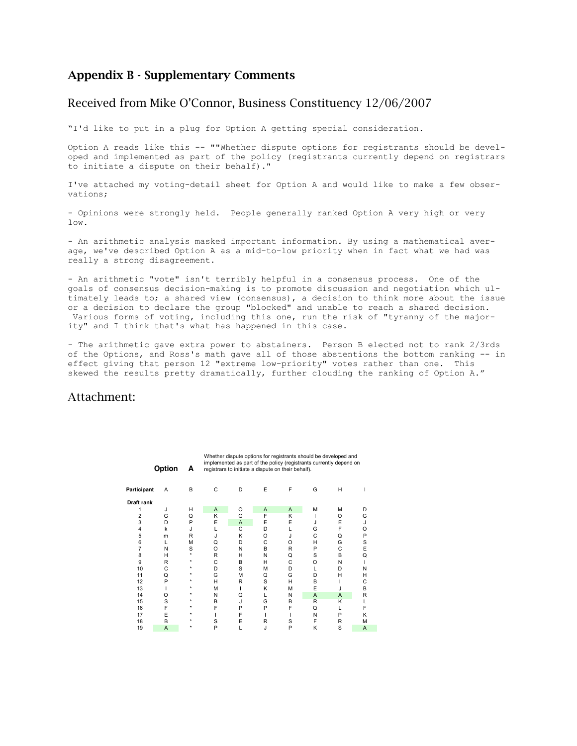## Appendix B - Supplementary Comments

### Received from Mike O'Connor, Business Constituency 12/06/2007

"I'd like to put in a plug for Option A getting special consideration.

Option A reads like this -- ""Whether dispute options for registrants should be developed and implemented as part of the policy (registrants currently depend on registrars to initiate a dispute on their behalf)."

I've attached my voting-detail sheet for Option A and would like to make a few observations;

- Opinions were strongly held. People generally ranked Option A very high or very low.

- An arithmetic analysis masked important information. By using a mathematical average, we've described Option A as a mid-to-low priority when in fact what we had was really a strong disagreement.

- An arithmetic "vote" isn't terribly helpful in a consensus process. One of the goals of consensus decision-making is to promote discussion and negotiation which ultimately leads to; a shared view (consensus), a decision to think more about the issue or a decision to declare the group "blocked" and unable to reach a shared decision. Various forms of voting, including this one, run the risk of "tyranny of the majority" and I think that's what has happened in this case.

- The arithmetic gave extra power to abstainers. Person B elected not to rank 2/3rds of the Options, and Ross's math gave all of those abstentions the bottom ranking -- in effect giving that person 12 "extreme low-priority" votes rather than one. This skewed the results pretty dramatically, further clouding the ranking of Option A."

### Attachment:

**Option A** — Whether dispute options for registrants should be developed and implemented as part of the policy (registrants currently depend on registrars to initiate a dispute on their behalf).

| Participant | A | B | C | D | E | F | G | H | I |
|---|---|---|---|---|---|---|---|---|---|
| **Draft rank** | | | | | | | | | |
| 1 | J | H | A | O | A | A | M | M | D |
| 2 | G | Q | K | G | F | K | I | O | G |
| 3 | D | P | E | A | E | E | J | E | J |
| 4 | k | J | L | C | D | L | G | F | O |
| 5 | m | R | J | K | O | J | C | Q | P |
| 6 | L | M | Q | D | C | O | H | G | S |
| 7 | N | S | O | N | B | R | P | C | E |
| 8 | H | * | R | H | N | Q | S | B | Q |
| 9 | R | * | C | B | H | C | O | N | I |
| 10 | C | * | D | S | M | D | L | D | N |
| 11 | Q | * | G | M | Q | G | D | H | H |
| 12 | P | * | H | R | S | H | B | I | C |
| 13 | I | * | M | I | K | M | E | J | B |
| 14 | O | * | N | Q | L | N | A | A | R |
| 15 | S | * | B | J | G | B | R | K | L |
| 16 | F | * | F | P | P | F | Q | L | F |
| 17 | E | * | I | F | I | I | N | P | K |
| 18 | B | * | S | E | R | S | F | R | M |
| 19 | A | * | P | L | J | P | K | S | A |